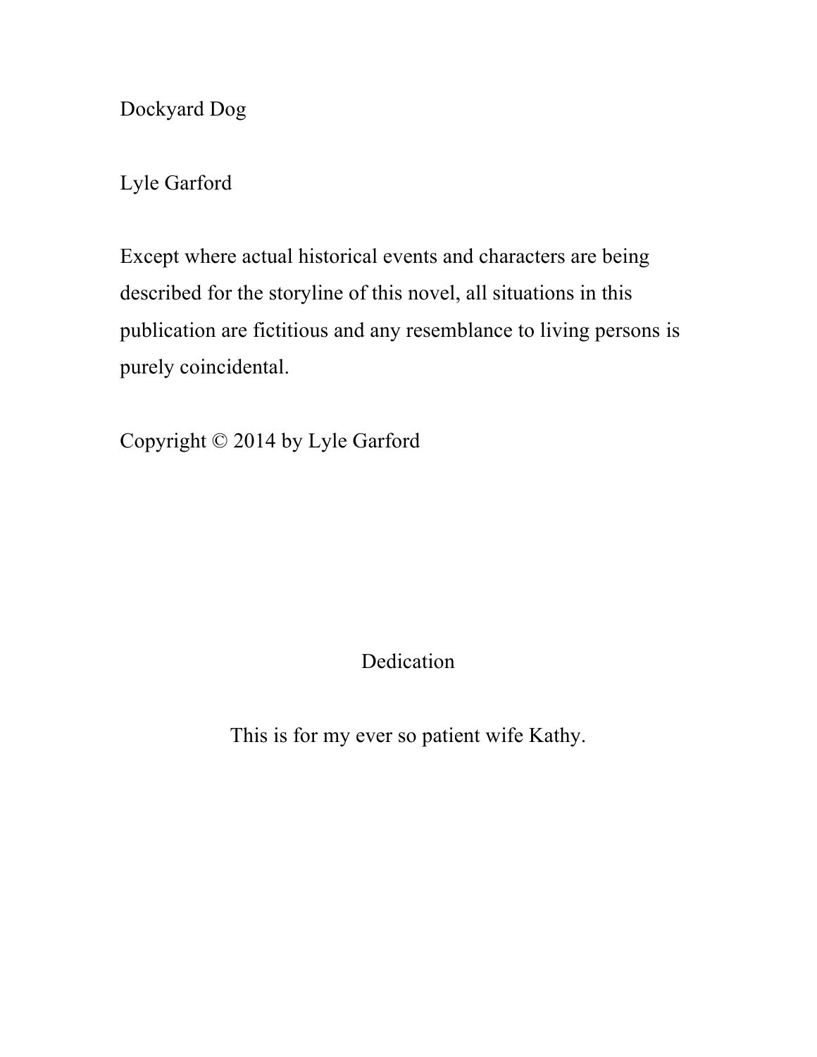Dockyard Dog

Lyle Garford

Except where actual historical events and characters are being described for the storyline of this novel, all situations in this publication are fictitious and any resemblance to living persons is purely coincidental.

Copyright © 2014 by Lyle Garford

## Dedication

This is for my ever so patient wife Kathy.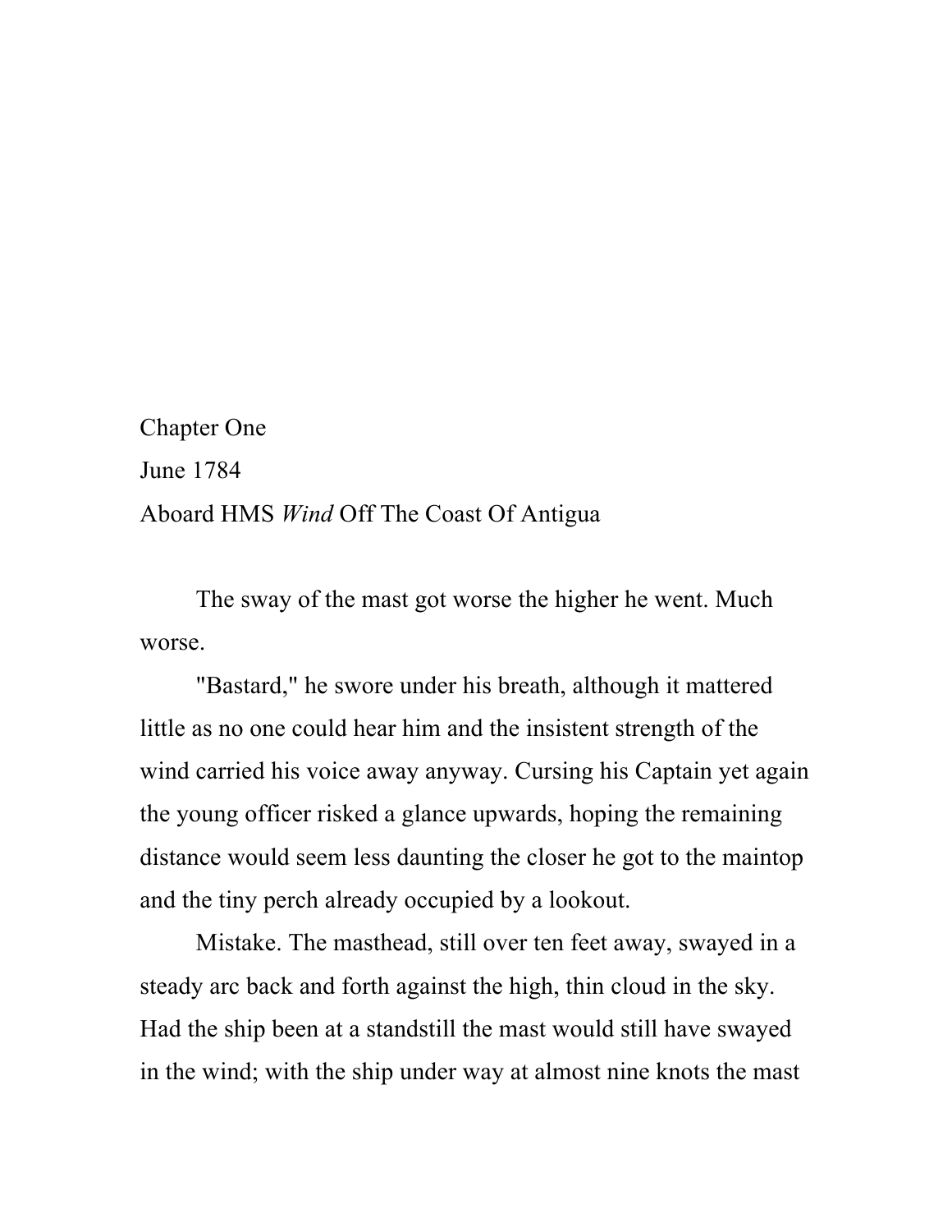# Chapter One

## June 1784

### Aboard HMS *Wind* Off The Coast Of Antigua

The sway of the mast got worse the higher he went. Much worse.

"Bastard," he swore under his breath, although it mattered little as no one could hear him and the insistent strength of the wind carried his voice away anyway. Cursing his Captain yet again the young officer risked a glance upwards, hoping the remaining distance would seem less daunting the closer he got to the maintop and the tiny perch already occupied by a lookout.

Mistake. The masthead, still over ten feet away, swayed in a steady arc back and forth against the high, thin cloud in the sky. Had the ship been at a standstill the mast would still have swayed in the wind; with the ship under way at almost nine knots the mast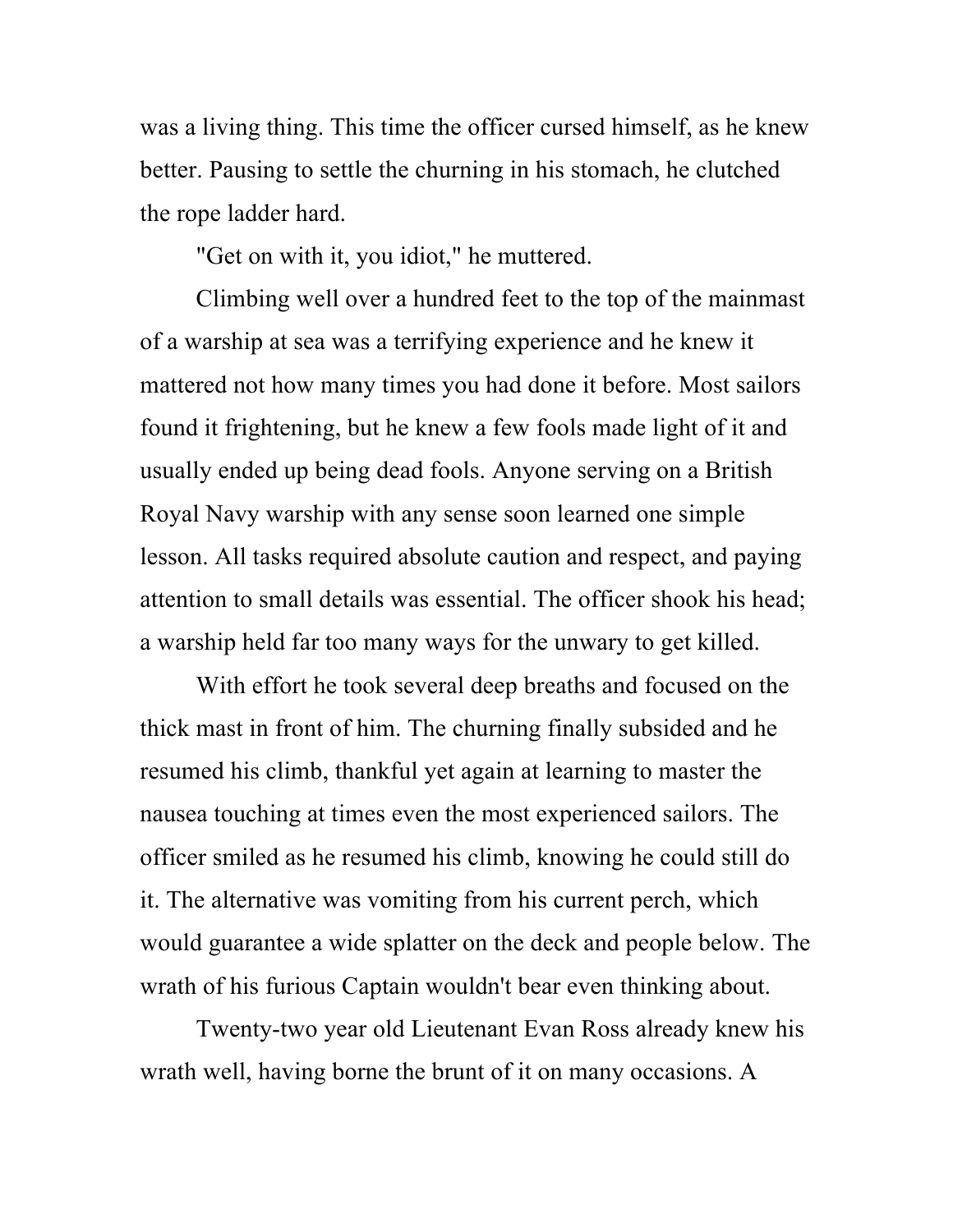was a living thing. This time the officer cursed himself, as he knew better. Pausing to settle the churning in his stomach, he clutched the rope ladder hard.

"Get on with it, you idiot," he muttered.

Climbing well over a hundred feet to the top of the mainmast of a warship at sea was a terrifying experience and he knew it mattered not how many times you had done it before. Most sailors found it frightening, but he knew a few fools made light of it and usually ended up being dead fools. Anyone serving on a British Royal Navy warship with any sense soon learned one simple lesson. All tasks required absolute caution and respect, and paying attention to small details was essential. The officer shook his head; a warship held far too many ways for the unwary to get killed.

With effort he took several deep breaths and focused on the thick mast in front of him. The churning finally subsided and he resumed his climb, thankful yet again at learning to master the nausea touching at times even the most experienced sailors. The officer smiled as he resumed his climb, knowing he could still do it. The alternative was vomiting from his current perch, which would guarantee a wide splatter on the deck and people below. The wrath of his furious Captain wouldn't bear even thinking about.

Twenty-two year old Lieutenant Evan Ross already knew his wrath well, having borne the brunt of it on many occasions. A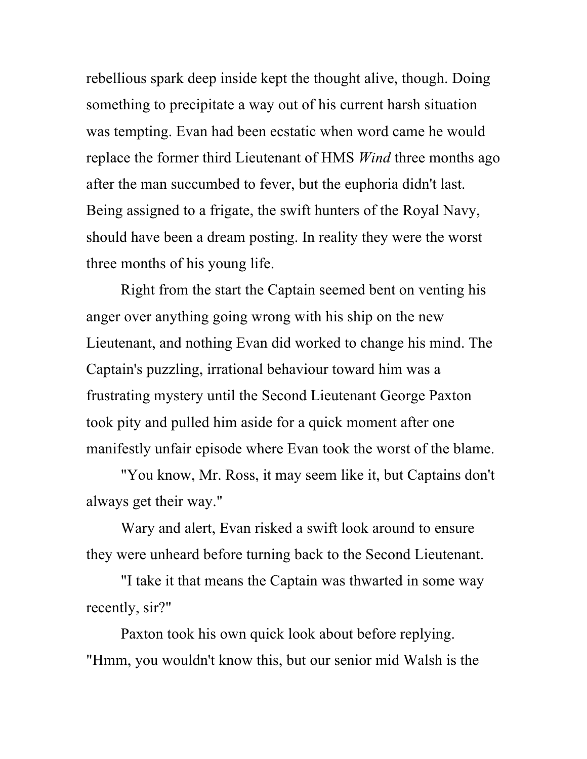rebellious spark deep inside kept the thought alive, though. Doing something to precipitate a way out of his current harsh situation was tempting. Evan had been ecstatic when word came he would replace the former third Lieutenant of HMS *Wind* three months ago after the man succumbed to fever, but the euphoria didn't last. Being assigned to a frigate, the swift hunters of the Royal Navy, should have been a dream posting. In reality they were the worst three months of his young life.

Right from the start the Captain seemed bent on venting his anger over anything going wrong with his ship on the new Lieutenant, and nothing Evan did worked to change his mind. The Captain's puzzling, irrational behaviour toward him was a frustrating mystery until the Second Lieutenant George Paxton took pity and pulled him aside for a quick moment after one manifestly unfair episode where Evan took the worst of the blame.

"You know, Mr. Ross, it may seem like it, but Captains don't always get their way."

Wary and alert, Evan risked a swift look around to ensure they were unheard before turning back to the Second Lieutenant.

"I take it that means the Captain was thwarted in some way recently, sir?"

Paxton took his own quick look about before replying. "Hmm, you wouldn't know this, but our senior mid Walsh is the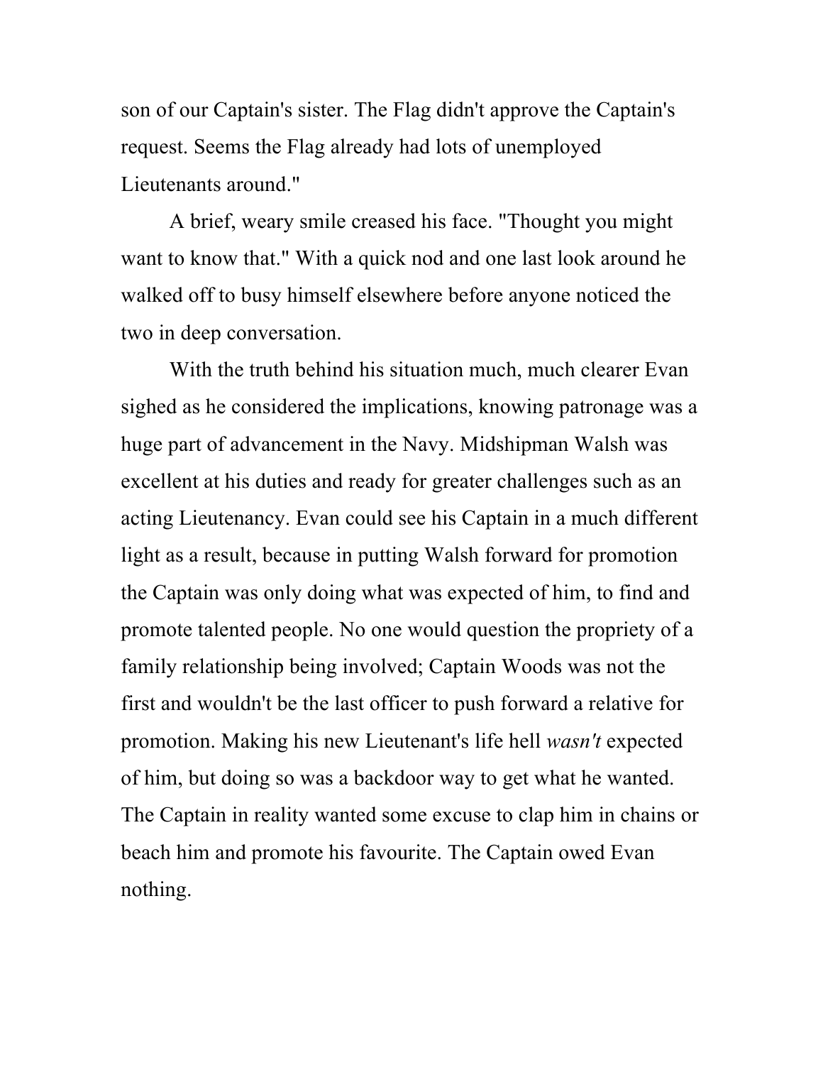son of our Captain's sister. The Flag didn't approve the Captain's request. Seems the Flag already had lots of unemployed Lieutenants around."

A brief, weary smile creased his face. "Thought you might want to know that." With a quick nod and one last look around he walked off to busy himself elsewhere before anyone noticed the two in deep conversation.

With the truth behind his situation much, much clearer Evan sighed as he considered the implications, knowing patronage was a huge part of advancement in the Navy. Midshipman Walsh was excellent at his duties and ready for greater challenges such as an acting Lieutenancy. Evan could see his Captain in a much different light as a result, because in putting Walsh forward for promotion the Captain was only doing what was expected of him, to find and promote talented people. No one would question the propriety of a family relationship being involved; Captain Woods was not the first and wouldn't be the last officer to push forward a relative for promotion. Making his new Lieutenant's life hell *wasn't* expected of him, but doing so was a backdoor way to get what he wanted. The Captain in reality wanted some excuse to clap him in chains or beach him and promote his favourite. The Captain owed Evan nothing.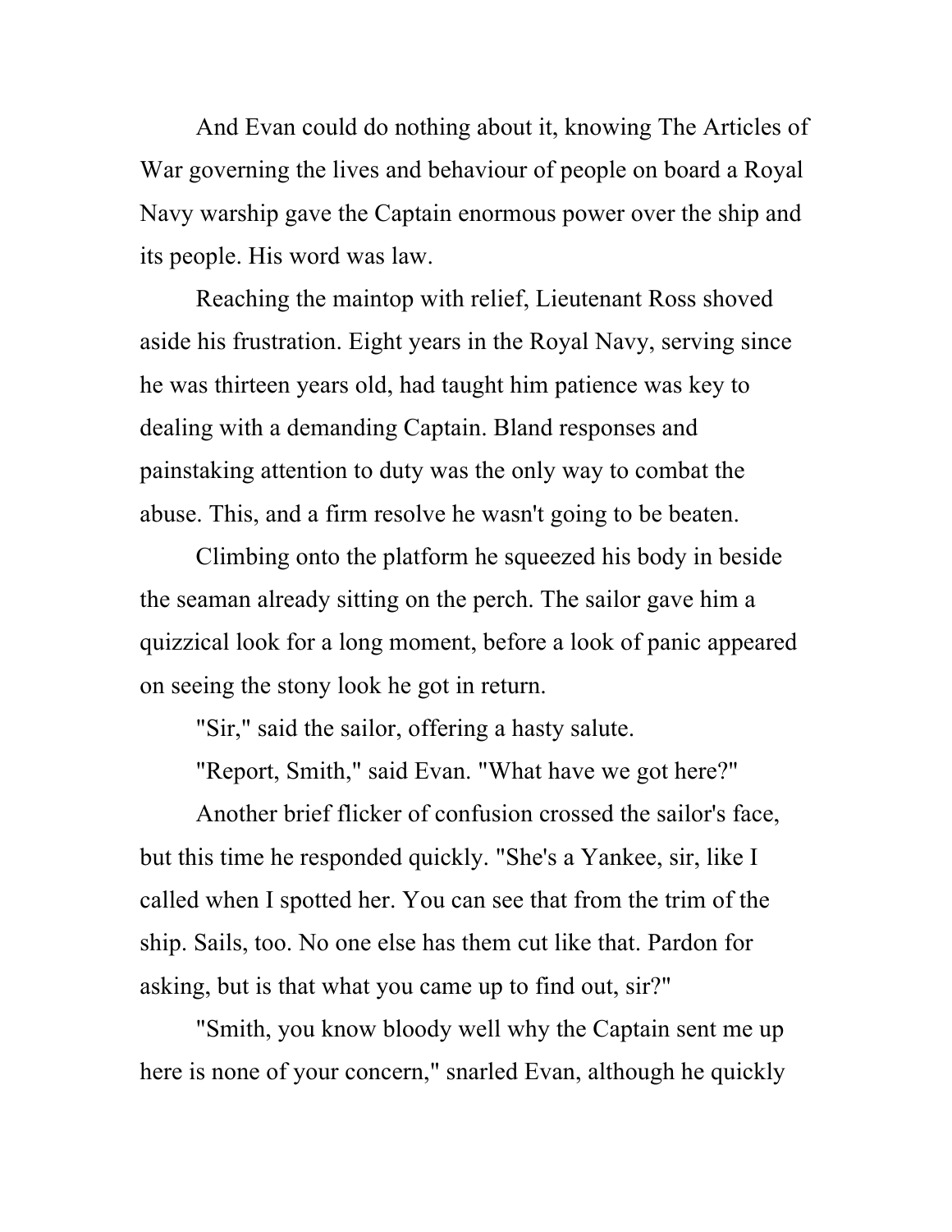And Evan could do nothing about it, knowing The Articles of War governing the lives and behaviour of people on board a Royal Navy warship gave the Captain enormous power over the ship and its people. His word was law.

Reaching the maintop with relief, Lieutenant Ross shoved aside his frustration. Eight years in the Royal Navy, serving since he was thirteen years old, had taught him patience was key to dealing with a demanding Captain. Bland responses and painstaking attention to duty was the only way to combat the abuse. This, and a firm resolve he wasn't going to be beaten.

Climbing onto the platform he squeezed his body in beside the seaman already sitting on the perch. The sailor gave him a quizzical look for a long moment, before a look of panic appeared on seeing the stony look he got in return.

"Sir," said the sailor, offering a hasty salute.

"Report, Smith," said Evan. "What have we got here?"

Another brief flicker of confusion crossed the sailor's face, but this time he responded quickly. "She's a Yankee, sir, like I called when I spotted her. You can see that from the trim of the ship. Sails, too. No one else has them cut like that. Pardon for asking, but is that what you came up to find out, sir?"

"Smith, you know bloody well why the Captain sent me up here is none of your concern," snarled Evan, although he quickly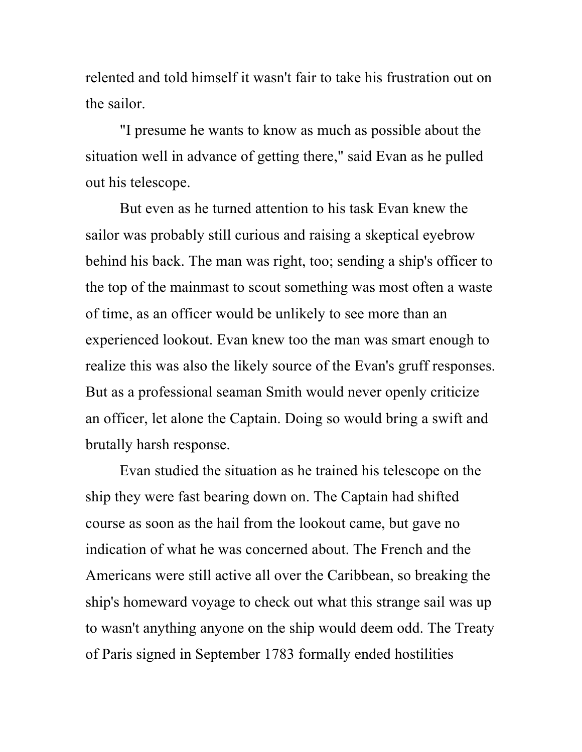relented and told himself it wasn't fair to take his frustration out on the sailor.

"I presume he wants to know as much as possible about the situation well in advance of getting there," said Evan as he pulled out his telescope.

But even as he turned attention to his task Evan knew the sailor was probably still curious and raising a skeptical eyebrow behind his back. The man was right, too; sending a ship's officer to the top of the mainmast to scout something was most often a waste of time, as an officer would be unlikely to see more than an experienced lookout. Evan knew too the man was smart enough to realize this was also the likely source of the Evan's gruff responses. But as a professional seaman Smith would never openly criticize an officer, let alone the Captain. Doing so would bring a swift and brutally harsh response.

Evan studied the situation as he trained his telescope on the ship they were fast bearing down on. The Captain had shifted course as soon as the hail from the lookout came, but gave no indication of what he was concerned about. The French and the Americans were still active all over the Caribbean, so breaking the ship's homeward voyage to check out what this strange sail was up to wasn't anything anyone on the ship would deem odd. The Treaty of Paris signed in September 1783 formally ended hostilities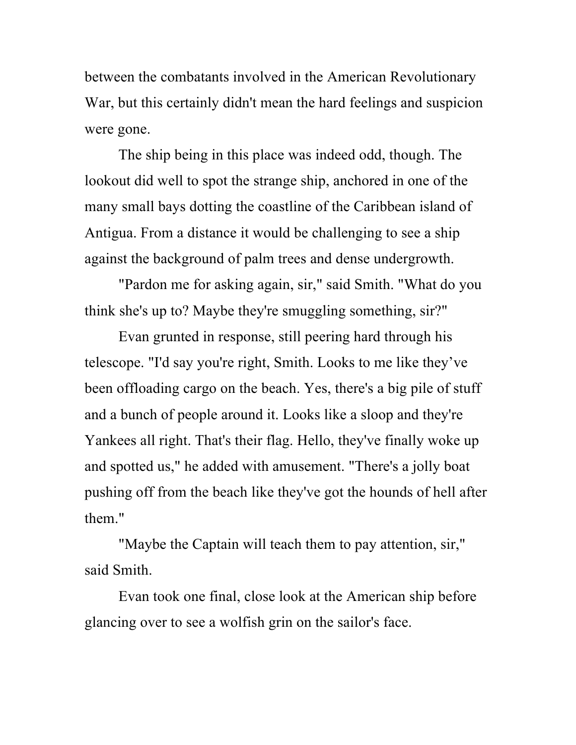between the combatants involved in the American Revolutionary War, but this certainly didn't mean the hard feelings and suspicion were gone.

The ship being in this place was indeed odd, though. The lookout did well to spot the strange ship, anchored in one of the many small bays dotting the coastline of the Caribbean island of Antigua. From a distance it would be challenging to see a ship against the background of palm trees and dense undergrowth.

"Pardon me for asking again, sir," said Smith. "What do you think she's up to? Maybe they're smuggling something, sir?"

Evan grunted in response, still peering hard through his telescope. "I'd say you're right, Smith. Looks to me like they've been offloading cargo on the beach. Yes, there's a big pile of stuff and a bunch of people around it. Looks like a sloop and they're Yankees all right. That's their flag. Hello, they've finally woke up and spotted us," he added with amusement. "There's a jolly boat pushing off from the beach like they've got the hounds of hell after them."

"Maybe the Captain will teach them to pay attention, sir," said Smith.

Evan took one final, close look at the American ship before glancing over to see a wolfish grin on the sailor's face.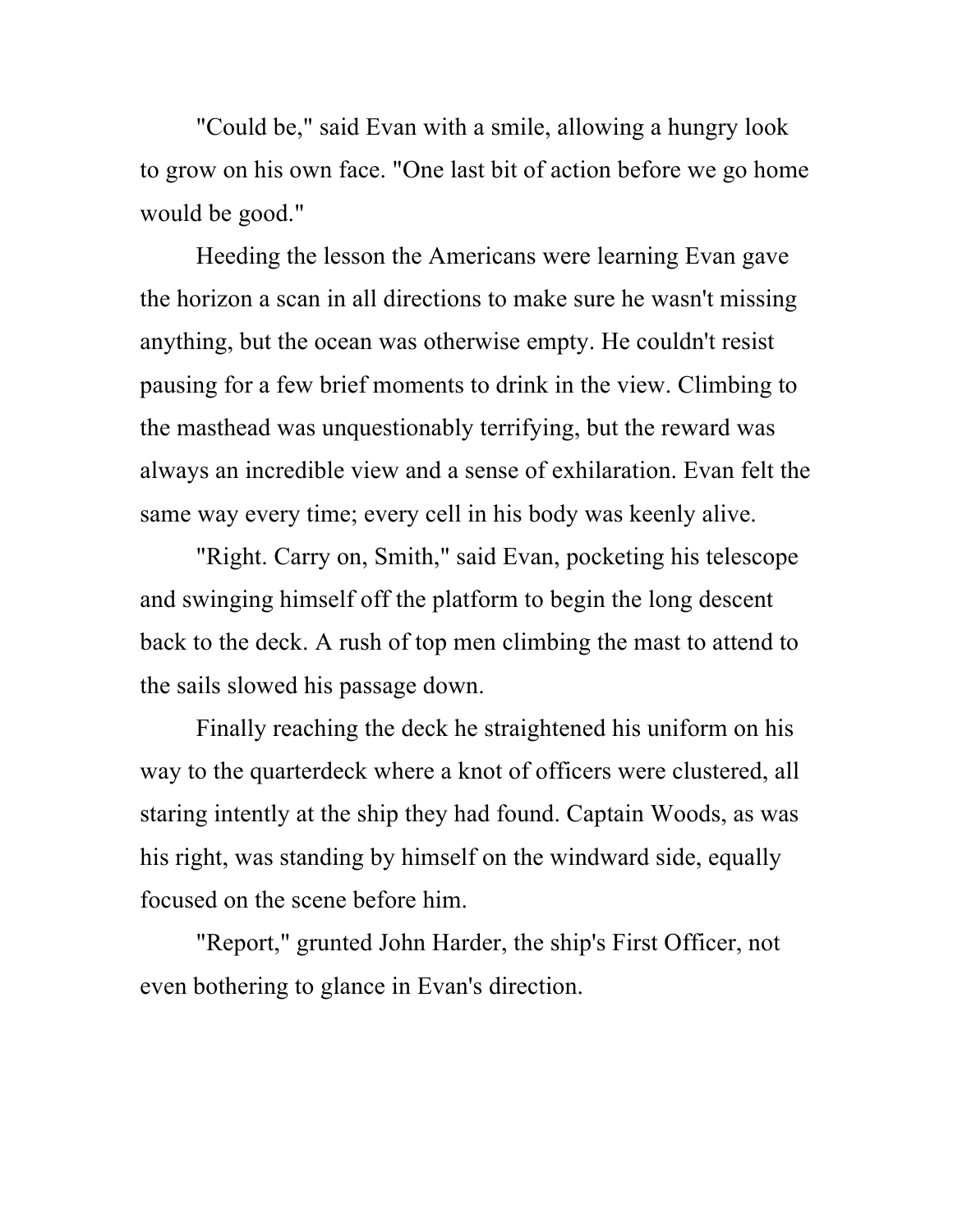"Could be," said Evan with a smile, allowing a hungry look to grow on his own face. "One last bit of action before we go home would be good."

Heeding the lesson the Americans were learning Evan gave the horizon a scan in all directions to make sure he wasn't missing anything, but the ocean was otherwise empty. He couldn't resist pausing for a few brief moments to drink in the view. Climbing to the masthead was unquestionably terrifying, but the reward was always an incredible view and a sense of exhilaration. Evan felt the same way every time; every cell in his body was keenly alive.

"Right. Carry on, Smith," said Evan, pocketing his telescope and swinging himself off the platform to begin the long descent back to the deck. A rush of top men climbing the mast to attend to the sails slowed his passage down.

Finally reaching the deck he straightened his uniform on his way to the quarterdeck where a knot of officers were clustered, all staring intently at the ship they had found. Captain Woods, as was his right, was standing by himself on the windward side, equally focused on the scene before him.

"Report," grunted John Harder, the ship's First Officer, not even bothering to glance in Evan's direction.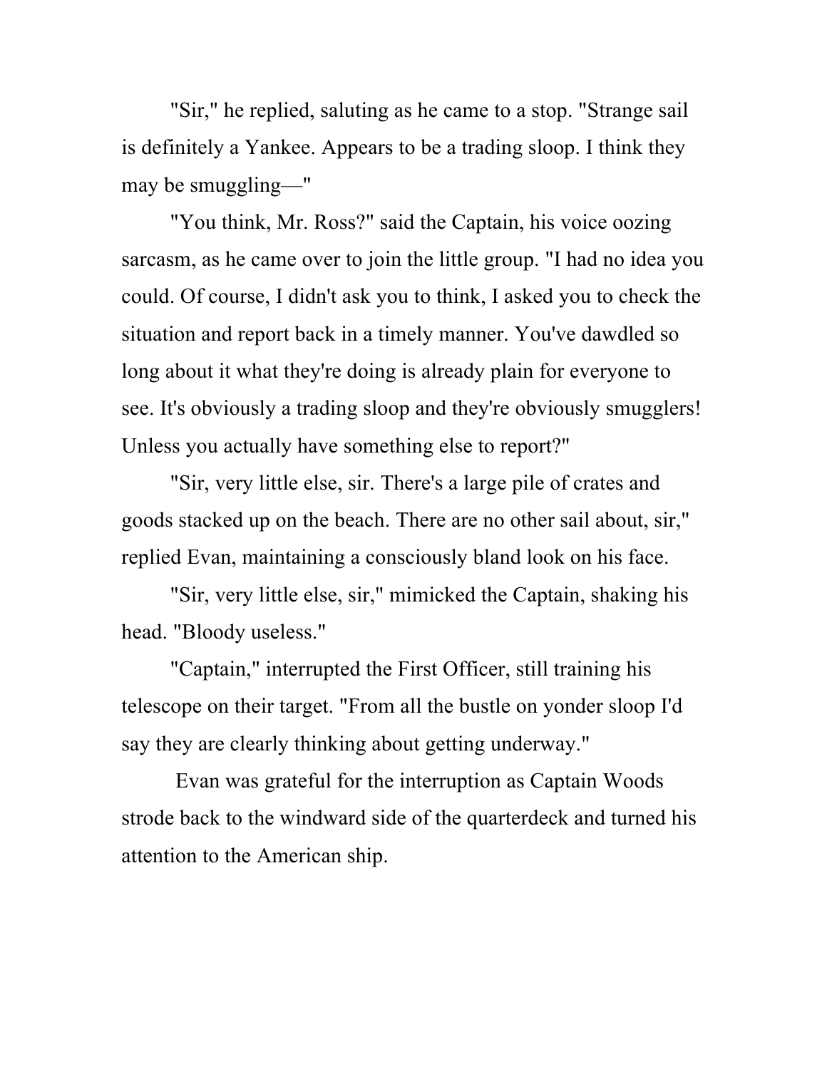"Sir," he replied, saluting as he came to a stop. "Strange sail is definitely a Yankee. Appears to be a trading sloop. I think they may be smuggling—"

"You think, Mr. Ross?" said the Captain, his voice oozing sarcasm, as he came over to join the little group. "I had no idea you could. Of course, I didn't ask you to think, I asked you to check the situation and report back in a timely manner. You've dawdled so long about it what they're doing is already plain for everyone to see. It's obviously a trading sloop and they're obviously smugglers! Unless you actually have something else to report?"

"Sir, very little else, sir. There's a large pile of crates and goods stacked up on the beach. There are no other sail about, sir," replied Evan, maintaining a consciously bland look on his face.

"Sir, very little else, sir," mimicked the Captain, shaking his head. "Bloody useless."

"Captain," interrupted the First Officer, still training his telescope on their target. "From all the bustle on yonder sloop I'd say they are clearly thinking about getting underway."

Evan was grateful for the interruption as Captain Woods strode back to the windward side of the quarterdeck and turned his attention to the American ship.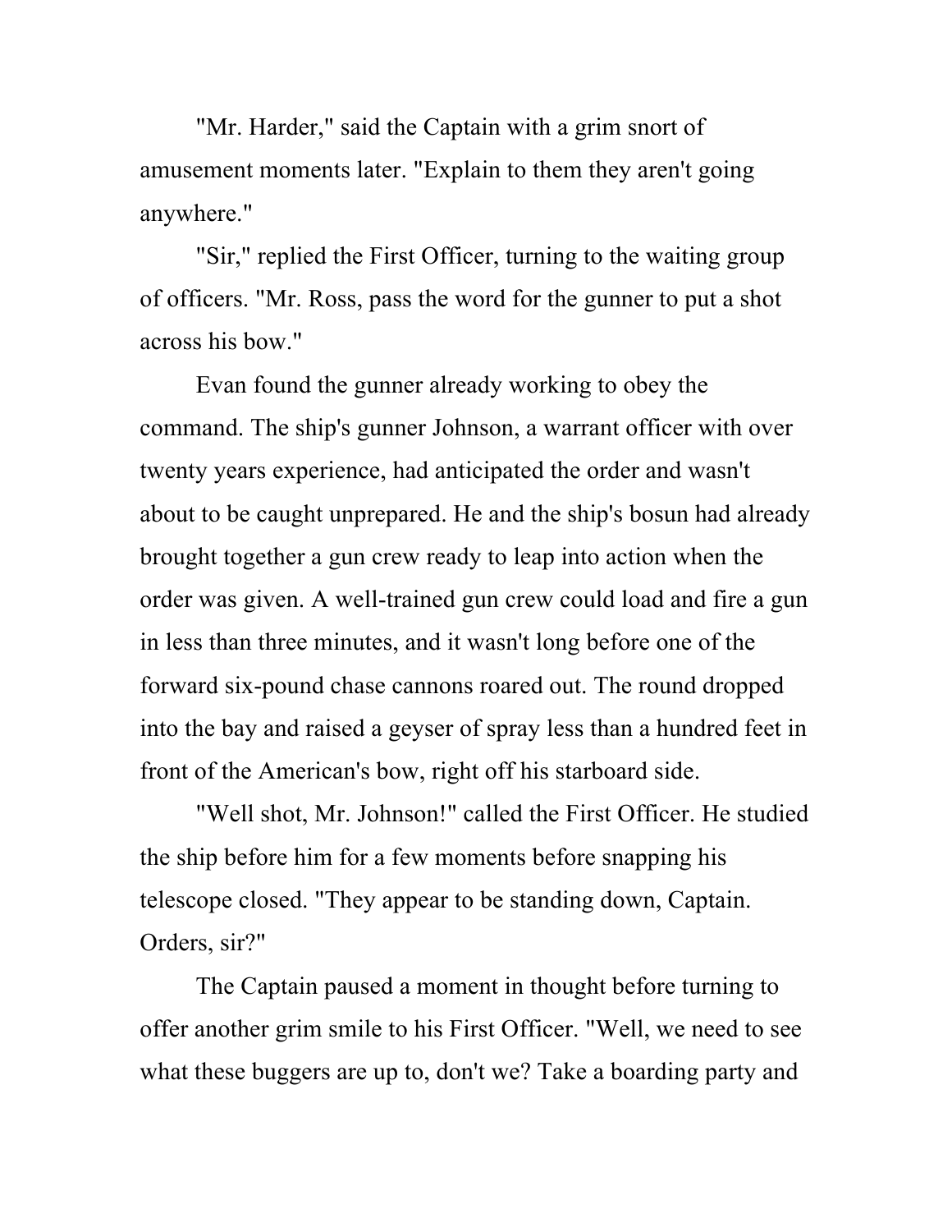"Mr. Harder," said the Captain with a grim snort of amusement moments later. "Explain to them they aren't going anywhere."

"Sir," replied the First Officer, turning to the waiting group of officers. "Mr. Ross, pass the word for the gunner to put a shot across his bow."

Evan found the gunner already working to obey the command. The ship's gunner Johnson, a warrant officer with over twenty years experience, had anticipated the order and wasn't about to be caught unprepared. He and the ship's bosun had already brought together a gun crew ready to leap into action when the order was given. A well-trained gun crew could load and fire a gun in less than three minutes, and it wasn't long before one of the forward six-pound chase cannons roared out. The round dropped into the bay and raised a geyser of spray less than a hundred feet in front of the American's bow, right off his starboard side.

"Well shot, Mr. Johnson!" called the First Officer. He studied the ship before him for a few moments before snapping his telescope closed. "They appear to be standing down, Captain. Orders, sir?"

The Captain paused a moment in thought before turning to offer another grim smile to his First Officer. "Well, we need to see what these buggers are up to, don't we? Take a boarding party and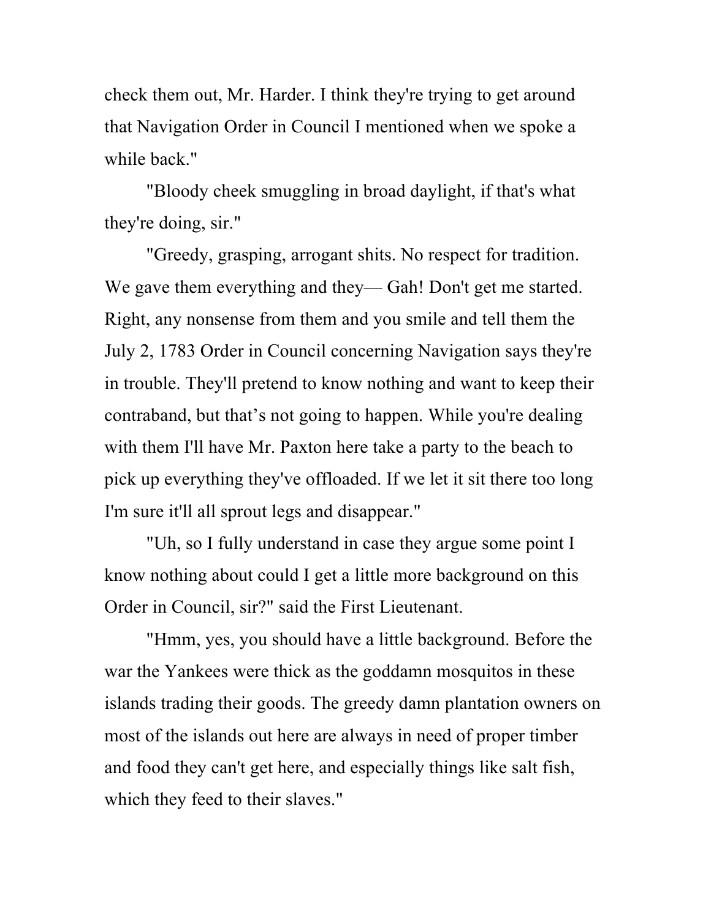check them out, Mr. Harder. I think they're trying to get around that Navigation Order in Council I mentioned when we spoke a while back."

"Bloody cheek smuggling in broad daylight, if that's what they're doing, sir."

"Greedy, grasping, arrogant shits. No respect for tradition. We gave them everything and they— Gah! Don't get me started. Right, any nonsense from them and you smile and tell them the July 2, 1783 Order in Council concerning Navigation says they're in trouble. They'll pretend to know nothing and want to keep their contraband, but that's not going to happen. While you're dealing with them I'll have Mr. Paxton here take a party to the beach to pick up everything they've offloaded. If we let it sit there too long I'm sure it'll all sprout legs and disappear."

"Uh, so I fully understand in case they argue some point I know nothing about could I get a little more background on this Order in Council, sir?" said the First Lieutenant.

"Hmm, yes, you should have a little background. Before the war the Yankees were thick as the goddamn mosquitos in these islands trading their goods. The greedy damn plantation owners on most of the islands out here are always in need of proper timber and food they can't get here, and especially things like salt fish, which they feed to their slaves."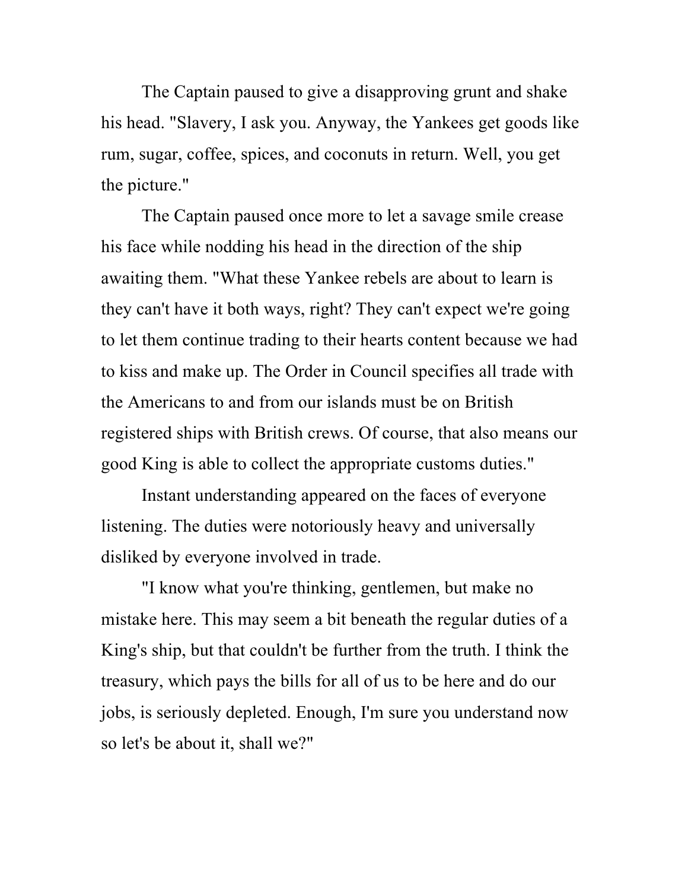The Captain paused to give a disapproving grunt and shake his head. "Slavery, I ask you. Anyway, the Yankees get goods like rum, sugar, coffee, spices, and coconuts in return. Well, you get the picture."

The Captain paused once more to let a savage smile crease his face while nodding his head in the direction of the ship awaiting them. "What these Yankee rebels are about to learn is they can't have it both ways, right? They can't expect we're going to let them continue trading to their hearts content because we had to kiss and make up. The Order in Council specifies all trade with the Americans to and from our islands must be on British registered ships with British crews. Of course, that also means our good King is able to collect the appropriate customs duties."

Instant understanding appeared on the faces of everyone listening. The duties were notoriously heavy and universally disliked by everyone involved in trade.

"I know what you're thinking, gentlemen, but make no mistake here. This may seem a bit beneath the regular duties of a King's ship, but that couldn't be further from the truth. I think the treasury, which pays the bills for all of us to be here and do our jobs, is seriously depleted. Enough, I'm sure you understand now so let's be about it, shall we?"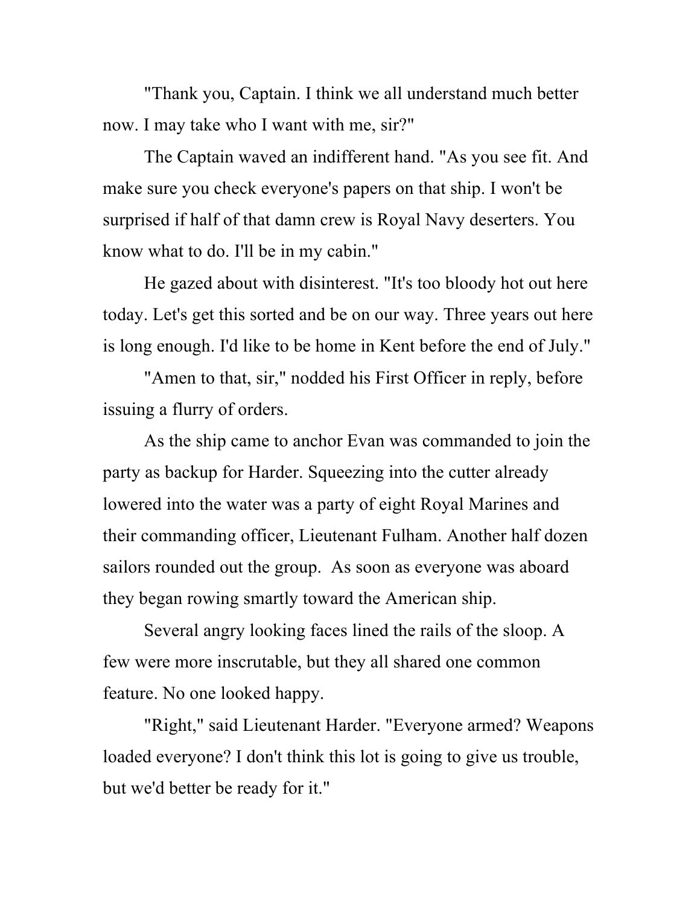"Thank you, Captain. I think we all understand much better now. I may take who I want with me, sir?"

The Captain waved an indifferent hand. "As you see fit. And make sure you check everyone's papers on that ship. I won't be surprised if half of that damn crew is Royal Navy deserters. You know what to do. I'll be in my cabin."

He gazed about with disinterest. "It's too bloody hot out here today. Let's get this sorted and be on our way. Three years out here is long enough. I'd like to be home in Kent before the end of July."

"Amen to that, sir," nodded his First Officer in reply, before issuing a flurry of orders.

As the ship came to anchor Evan was commanded to join the party as backup for Harder. Squeezing into the cutter already lowered into the water was a party of eight Royal Marines and their commanding officer, Lieutenant Fulham. Another half dozen sailors rounded out the group. As soon as everyone was aboard they began rowing smartly toward the American ship.

Several angry looking faces lined the rails of the sloop. A few were more inscrutable, but they all shared one common feature. No one looked happy.

"Right," said Lieutenant Harder. "Everyone armed? Weapons loaded everyone? I don't think this lot is going to give us trouble, but we'd better be ready for it."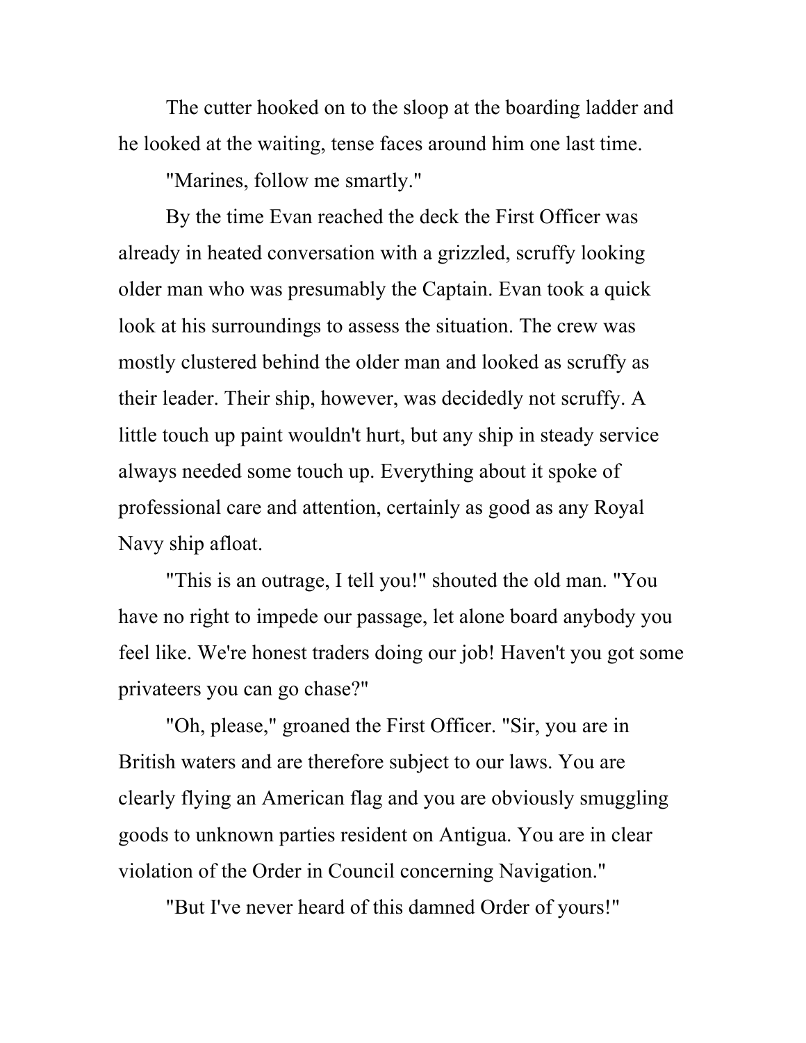The cutter hooked on to the sloop at the boarding ladder and he looked at the waiting, tense faces around him one last time.

"Marines, follow me smartly."

By the time Evan reached the deck the First Officer was already in heated conversation with a grizzled, scruffy looking older man who was presumably the Captain. Evan took a quick look at his surroundings to assess the situation. The crew was mostly clustered behind the older man and looked as scruffy as their leader. Their ship, however, was decidedly not scruffy. A little touch up paint wouldn't hurt, but any ship in steady service always needed some touch up. Everything about it spoke of professional care and attention, certainly as good as any Royal Navy ship afloat.

"This is an outrage, I tell you!" shouted the old man. "You have no right to impede our passage, let alone board anybody you feel like. We're honest traders doing our job! Haven't you got some privateers you can go chase?"

"Oh, please," groaned the First Officer. "Sir, you are in British waters and are therefore subject to our laws. You are clearly flying an American flag and you are obviously smuggling goods to unknown parties resident on Antigua. You are in clear violation of the Order in Council concerning Navigation."

"But I've never heard of this damned Order of yours!"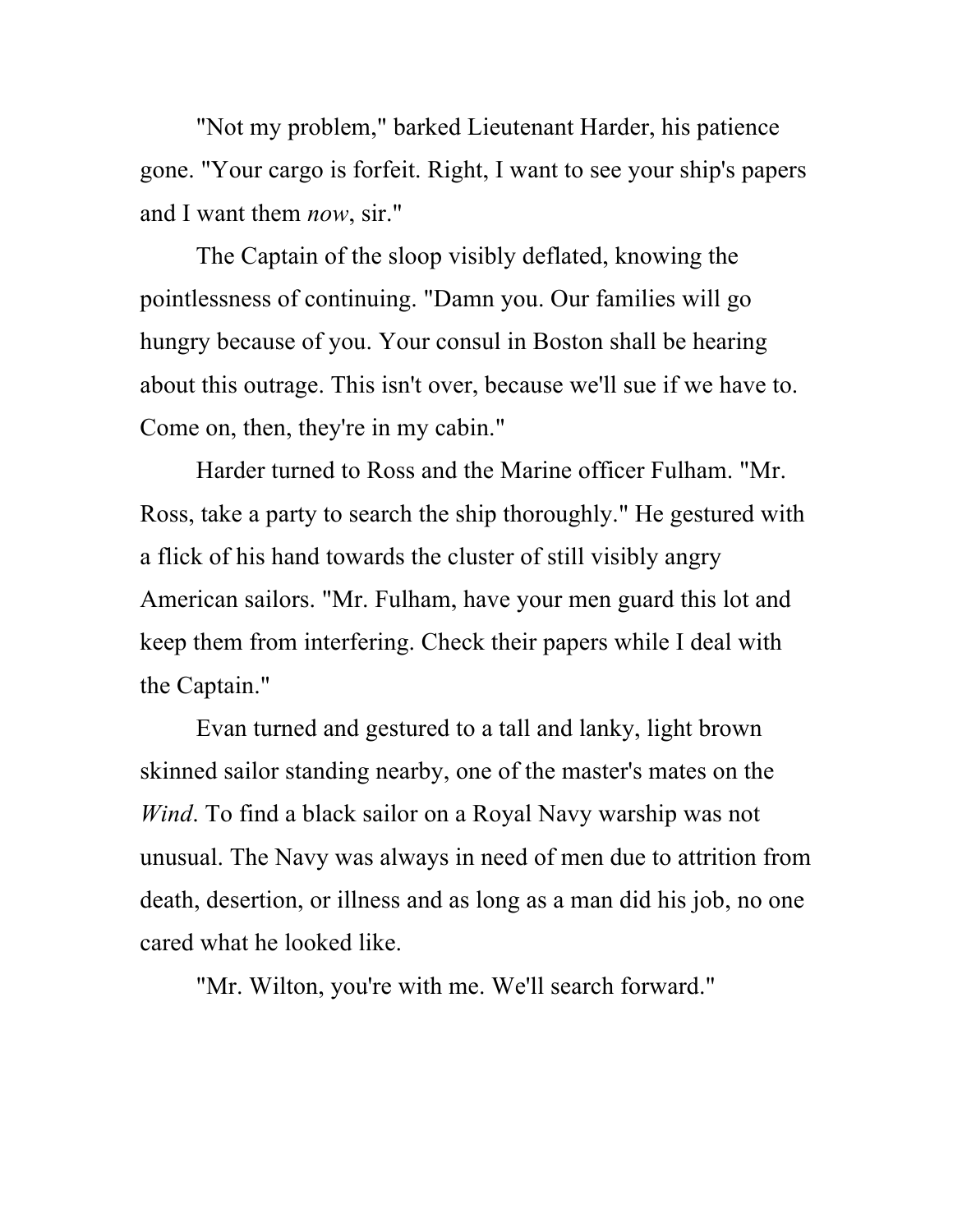"Not my problem," barked Lieutenant Harder, his patience gone. "Your cargo is forfeit. Right, I want to see your ship's papers and I want them *now*, sir."

The Captain of the sloop visibly deflated, knowing the pointlessness of continuing. "Damn you. Our families will go hungry because of you. Your consul in Boston shall be hearing about this outrage. This isn't over, because we'll sue if we have to. Come on, then, they're in my cabin."

Harder turned to Ross and the Marine officer Fulham. "Mr. Ross, take a party to search the ship thoroughly." He gestured with a flick of his hand towards the cluster of still visibly angry American sailors. "Mr. Fulham, have your men guard this lot and keep them from interfering. Check their papers while I deal with the Captain."

Evan turned and gestured to a tall and lanky, light brown skinned sailor standing nearby, one of the master's mates on the *Wind*. To find a black sailor on a Royal Navy warship was not unusual. The Navy was always in need of men due to attrition from death, desertion, or illness and as long as a man did his job, no one cared what he looked like.

"Mr. Wilton, you're with me. We'll search forward."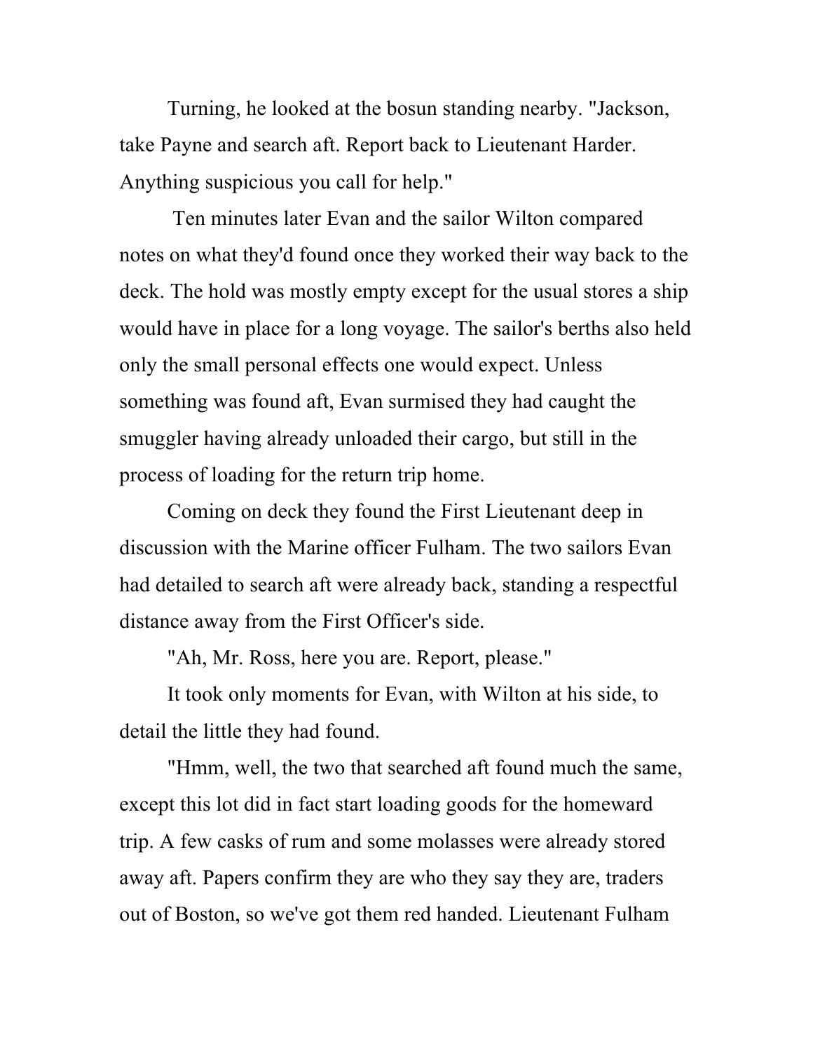Turning, he looked at the bosun standing nearby. "Jackson, take Payne and search aft. Report back to Lieutenant Harder. Anything suspicious you call for help."

Ten minutes later Evan and the sailor Wilton compared notes on what they'd found once they worked their way back to the deck. The hold was mostly empty except for the usual stores a ship would have in place for a long voyage. The sailor's berths also held only the small personal effects one would expect. Unless something was found aft, Evan surmised they had caught the smuggler having already unloaded their cargo, but still in the process of loading for the return trip home.

Coming on deck they found the First Lieutenant deep in discussion with the Marine officer Fulham. The two sailors Evan had detailed to search aft were already back, standing a respectful distance away from the First Officer's side.

"Ah, Mr. Ross, here you are. Report, please."

It took only moments for Evan, with Wilton at his side, to detail the little they had found.

"Hmm, well, the two that searched aft found much the same, except this lot did in fact start loading goods for the homeward trip. A few casks of rum and some molasses were already stored away aft. Papers confirm they are who they say they are, traders out of Boston, so we've got them red handed. Lieutenant Fulham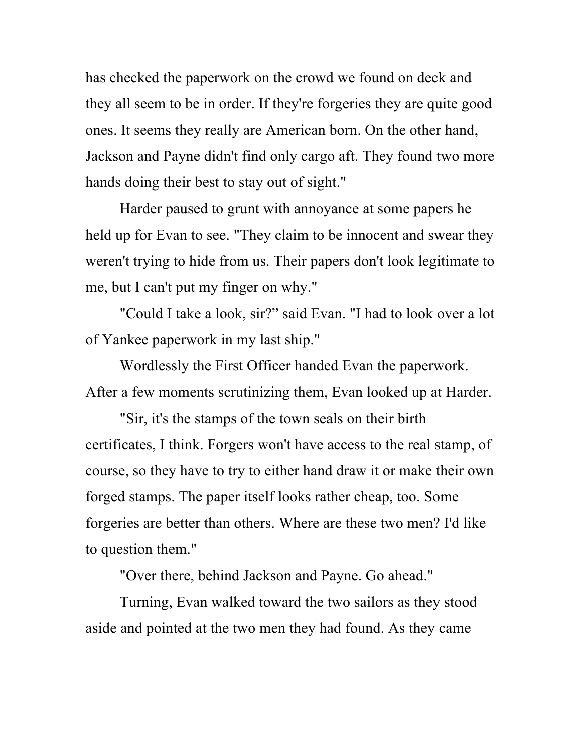has checked the paperwork on the crowd we found on deck and they all seem to be in order. If they're forgeries they are quite good ones. It seems they really are American born. On the other hand, Jackson and Payne didn't find only cargo aft. They found two more hands doing their best to stay out of sight."

Harder paused to grunt with annoyance at some papers he held up for Evan to see. "They claim to be innocent and swear they weren't trying to hide from us. Their papers don't look legitimate to me, but I can't put my finger on why."

"Could I take a look, sir?" said Evan. "I had to look over a lot of Yankee paperwork in my last ship."

Wordlessly the First Officer handed Evan the paperwork. After a few moments scrutinizing them, Evan looked up at Harder.

"Sir, it's the stamps of the town seals on their birth certificates, I think. Forgers won't have access to the real stamp, of course, so they have to try to either hand draw it or make their own forged stamps. The paper itself looks rather cheap, too. Some forgeries are better than others. Where are these two men? I'd like to question them."

"Over there, behind Jackson and Payne. Go ahead."

Turning, Evan walked toward the two sailors as they stood aside and pointed at the two men they had found. As they came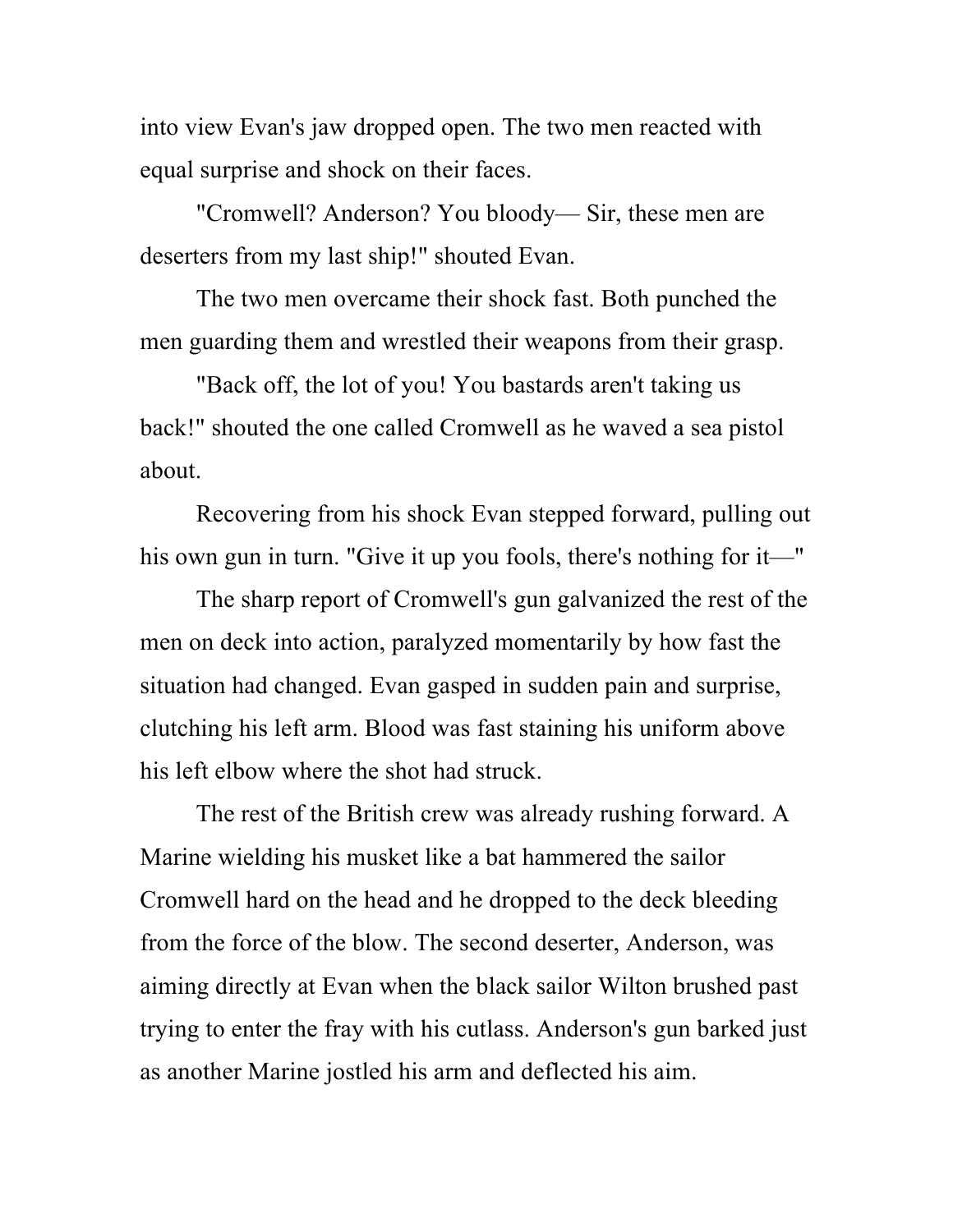into view Evan's jaw dropped open. The two men reacted with equal surprise and shock on their faces.

"Cromwell? Anderson? You bloody— Sir, these men are deserters from my last ship!" shouted Evan.

The two men overcame their shock fast. Both punched the men guarding them and wrestled their weapons from their grasp.

"Back off, the lot of you! You bastards aren't taking us back!" shouted the one called Cromwell as he waved a sea pistol about.

Recovering from his shock Evan stepped forward, pulling out his own gun in turn. "Give it up you fools, there's nothing for it—"

The sharp report of Cromwell's gun galvanized the rest of the men on deck into action, paralyzed momentarily by how fast the situation had changed. Evan gasped in sudden pain and surprise, clutching his left arm. Blood was fast staining his uniform above his left elbow where the shot had struck.

The rest of the British crew was already rushing forward. A Marine wielding his musket like a bat hammered the sailor Cromwell hard on the head and he dropped to the deck bleeding from the force of the blow. The second deserter, Anderson, was aiming directly at Evan when the black sailor Wilton brushed past trying to enter the fray with his cutlass. Anderson's gun barked just as another Marine jostled his arm and deflected his aim.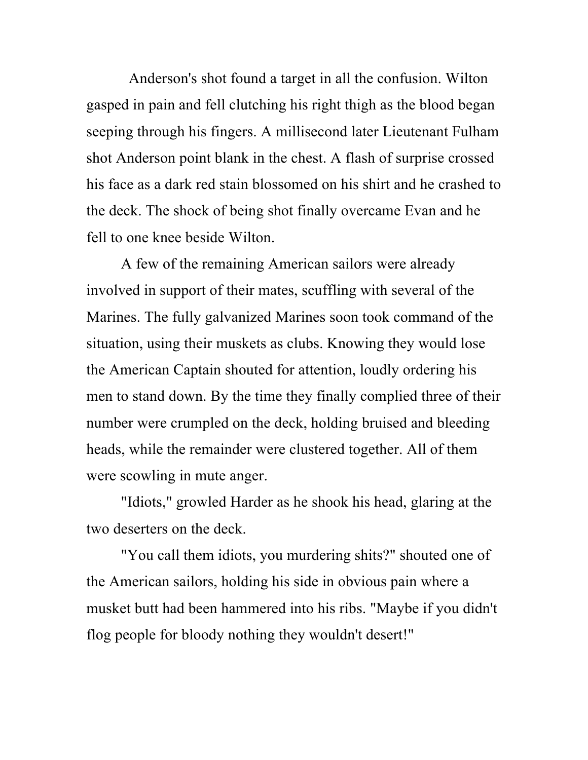Anderson's shot found a target in all the confusion. Wilton gasped in pain and fell clutching his right thigh as the blood began seeping through his fingers. A millisecond later Lieutenant Fulham shot Anderson point blank in the chest. A flash of surprise crossed his face as a dark red stain blossomed on his shirt and he crashed to the deck. The shock of being shot finally overcame Evan and he fell to one knee beside Wilton.

A few of the remaining American sailors were already involved in support of their mates, scuffling with several of the Marines. The fully galvanized Marines soon took command of the situation, using their muskets as clubs. Knowing they would lose the American Captain shouted for attention, loudly ordering his men to stand down. By the time they finally complied three of their number were crumpled on the deck, holding bruised and bleeding heads, while the remainder were clustered together. All of them were scowling in mute anger.

"Idiots," growled Harder as he shook his head, glaring at the two deserters on the deck.

"You call them idiots, you murdering shits?" shouted one of the American sailors, holding his side in obvious pain where a musket butt had been hammered into his ribs. "Maybe if you didn't flog people for bloody nothing they wouldn't desert!"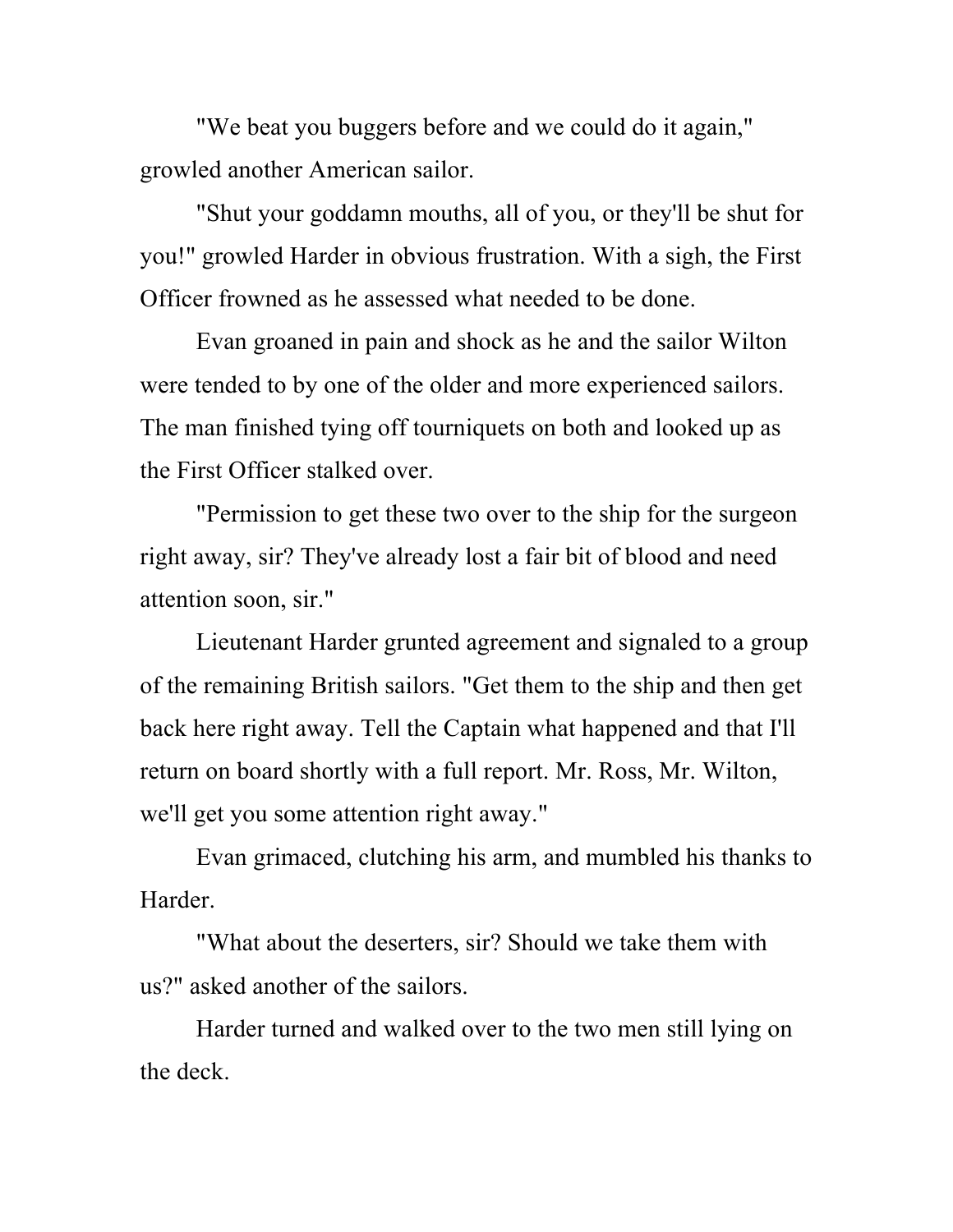"We beat you buggers before and we could do it again," growled another American sailor.

"Shut your goddamn mouths, all of you, or they'll be shut for you!" growled Harder in obvious frustration. With a sigh, the First Officer frowned as he assessed what needed to be done.

Evan groaned in pain and shock as he and the sailor Wilton were tended to by one of the older and more experienced sailors. The man finished tying off tourniquets on both and looked up as the First Officer stalked over.

"Permission to get these two over to the ship for the surgeon right away, sir? They've already lost a fair bit of blood and need attention soon, sir."

Lieutenant Harder grunted agreement and signaled to a group of the remaining British sailors. "Get them to the ship and then get back here right away. Tell the Captain what happened and that I'll return on board shortly with a full report. Mr. Ross, Mr. Wilton, we'll get you some attention right away."

Evan grimaced, clutching his arm, and mumbled his thanks to Harder.

"What about the deserters, sir? Should we take them with us?" asked another of the sailors.

Harder turned and walked over to the two men still lying on the deck.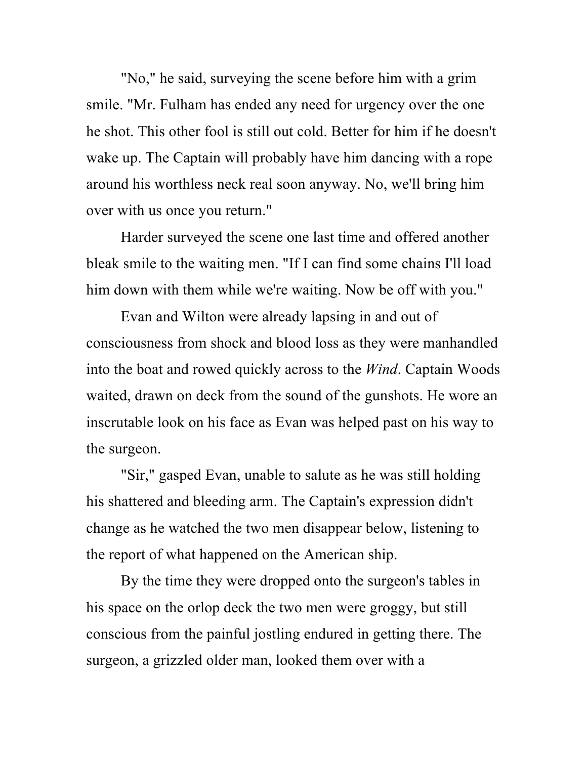"No," he said, surveying the scene before him with a grim smile. "Mr. Fulham has ended any need for urgency over the one he shot. This other fool is still out cold. Better for him if he doesn't wake up. The Captain will probably have him dancing with a rope around his worthless neck real soon anyway. No, we'll bring him over with us once you return."

Harder surveyed the scene one last time and offered another bleak smile to the waiting men. "If I can find some chains I'll load him down with them while we're waiting. Now be off with you."

Evan and Wilton were already lapsing in and out of consciousness from shock and blood loss as they were manhandled into the boat and rowed quickly across to the *Wind*. Captain Woods waited, drawn on deck from the sound of the gunshots. He wore an inscrutable look on his face as Evan was helped past on his way to the surgeon.

"Sir," gasped Evan, unable to salute as he was still holding his shattered and bleeding arm. The Captain's expression didn't change as he watched the two men disappear below, listening to the report of what happened on the American ship.

By the time they were dropped onto the surgeon's tables in his space on the orlop deck the two men were groggy, but still conscious from the painful jostling endured in getting there. The surgeon, a grizzled older man, looked them over with a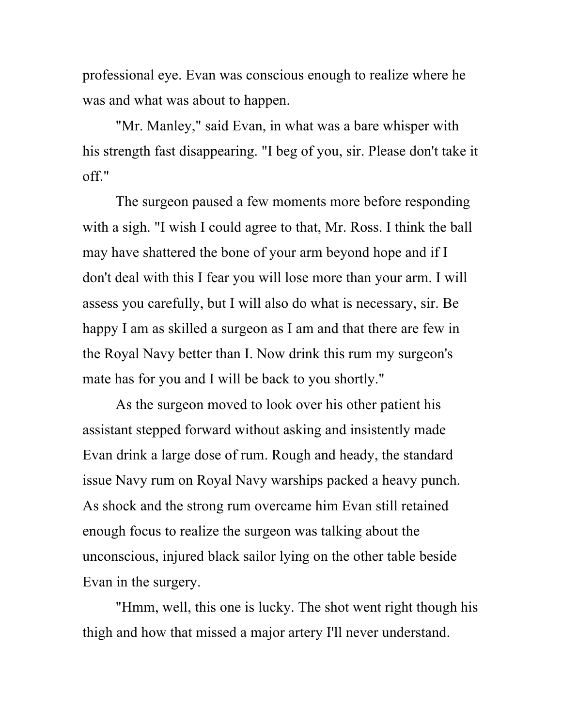professional eye. Evan was conscious enough to realize where he was and what was about to happen.

"Mr. Manley," said Evan, in what was a bare whisper with his strength fast disappearing. "I beg of you, sir. Please don't take it off."

The surgeon paused a few moments more before responding with a sigh. "I wish I could agree to that, Mr. Ross. I think the ball may have shattered the bone of your arm beyond hope and if I don't deal with this I fear you will lose more than your arm. I will assess you carefully, but I will also do what is necessary, sir. Be happy I am as skilled a surgeon as I am and that there are few in the Royal Navy better than I. Now drink this rum my surgeon's mate has for you and I will be back to you shortly."

As the surgeon moved to look over his other patient his assistant stepped forward without asking and insistently made Evan drink a large dose of rum. Rough and heady, the standard issue Navy rum on Royal Navy warships packed a heavy punch. As shock and the strong rum overcame him Evan still retained enough focus to realize the surgeon was talking about the unconscious, injured black sailor lying on the other table beside Evan in the surgery.

"Hmm, well, this one is lucky. The shot went right though his thigh and how that missed a major artery I'll never understand.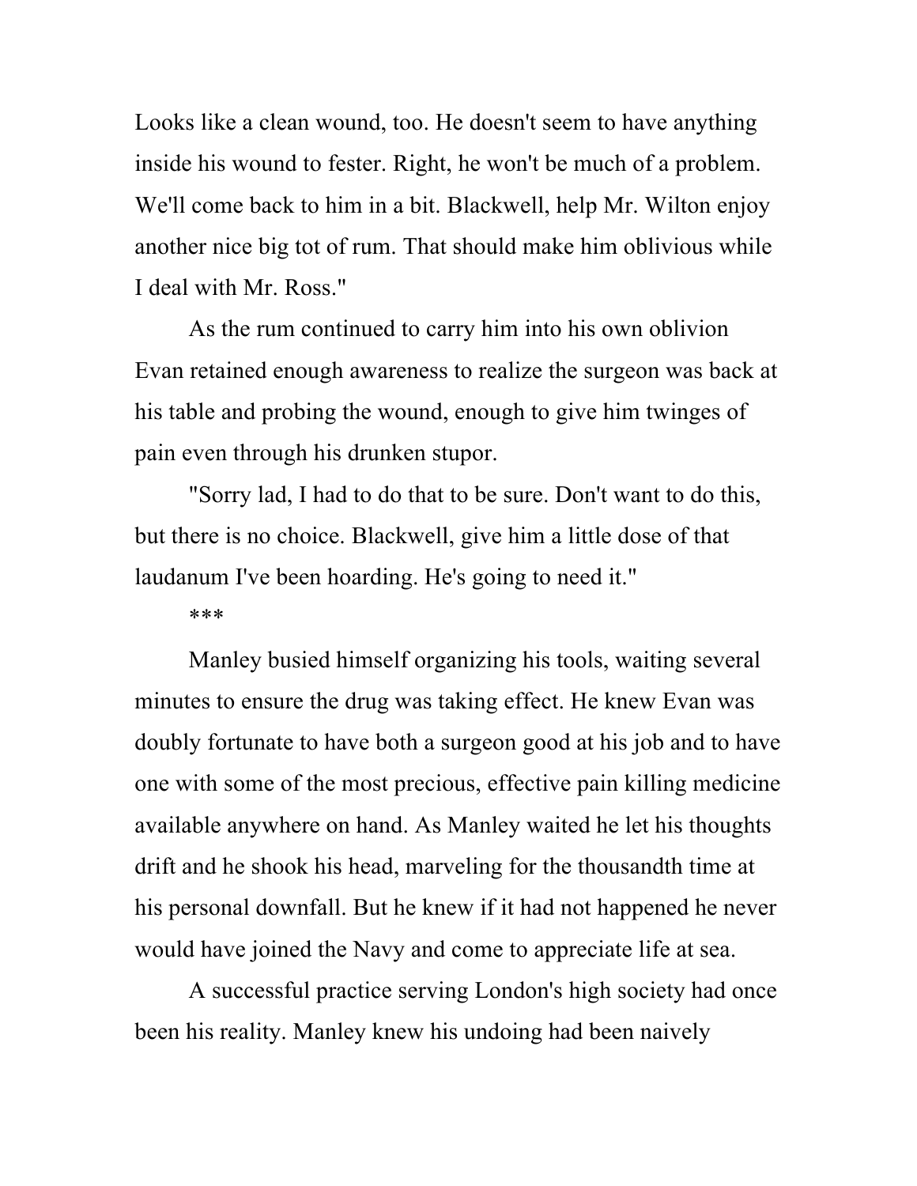Looks like a clean wound, too. He doesn't seem to have anything inside his wound to fester. Right, he won't be much of a problem. We'll come back to him in a bit. Blackwell, help Mr. Wilton enjoy another nice big tot of rum. That should make him oblivious while I deal with Mr. Ross."

As the rum continued to carry him into his own oblivion Evan retained enough awareness to realize the surgeon was back at his table and probing the wound, enough to give him twinges of pain even through his drunken stupor.

"Sorry lad, I had to do that to be sure. Don't want to do this, but there is no choice. Blackwell, give him a little dose of that laudanum I've been hoarding. He's going to need it."

***

Manley busied himself organizing his tools, waiting several minutes to ensure the drug was taking effect. He knew Evan was doubly fortunate to have both a surgeon good at his job and to have one with some of the most precious, effective pain killing medicine available anywhere on hand. As Manley waited he let his thoughts drift and he shook his head, marveling for the thousandth time at his personal downfall. But he knew if it had not happened he never would have joined the Navy and come to appreciate life at sea.

A successful practice serving London's high society had once been his reality. Manley knew his undoing had been naively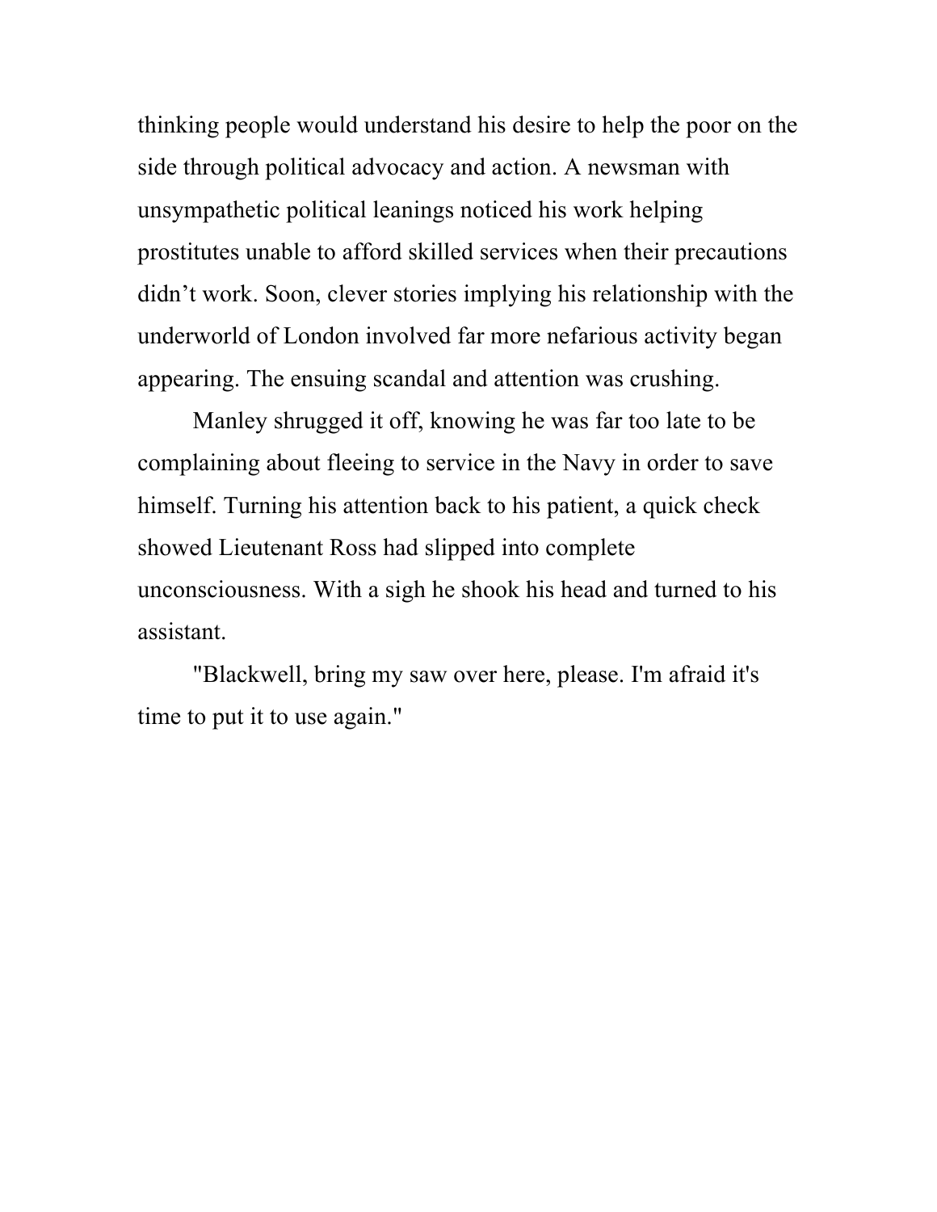thinking people would understand his desire to help the poor on the side through political advocacy and action. A newsman with unsympathetic political leanings noticed his work helping prostitutes unable to afford skilled services when their precautions didn't work. Soon, clever stories implying his relationship with the underworld of London involved far more nefarious activity began appearing. The ensuing scandal and attention was crushing.

Manley shrugged it off, knowing he was far too late to be complaining about fleeing to service in the Navy in order to save himself. Turning his attention back to his patient, a quick check showed Lieutenant Ross had slipped into complete unconsciousness. With a sigh he shook his head and turned to his assistant.

"Blackwell, bring my saw over here, please. I'm afraid it's time to put it to use again."